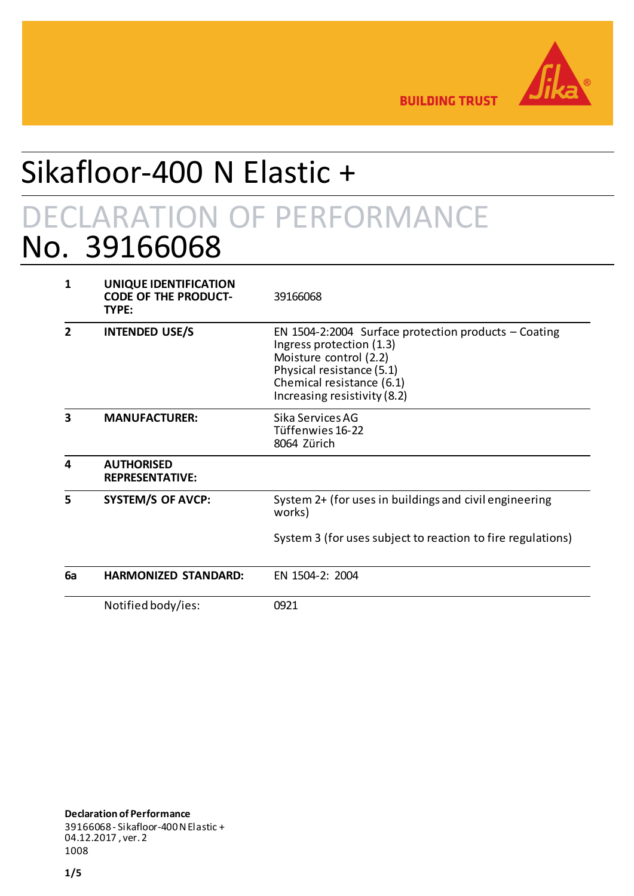BUILDING TRUST

# Sikafloor-400 N Elastic +

## DECLARATION OF PERFORMANCE
## No. 39166068

| | | |
|---|---|---|
| **1** | **UNIQUE IDENTIFICATION CODE OF THE PRODUCT-TYPE:** | 39166068 |
| **2** | **INTENDED USE/S** | EN 1504-2:2004 Surface protection products – Coating<br>Ingress protection (1.3)<br>Moisture control (2.2)<br>Physical resistance (5.1)<br>Chemical resistance (6.1)<br>Increasing resistivity (8.2) |
| **3** | **MANUFACTURER:** | Sika Services AG<br>Tüffenwies 16-22<br>8064 Zürich |
| **4** | **AUTHORISED REPRESENTATIVE:** | |
| **5** | **SYSTEM/S OF AVCP:** | System 2+ (for uses in buildings and civil engineering works)<br><br>System 3 (for uses subject to reaction to fire regulations) |
| **6a** | **HARMONIZED STANDARD:** | EN 1504-2: 2004 |
| | Notified body/ies: | 0921 |

**Declaration of Performance**
39166068 - Sikafloor-400 N Elastic +
04.12.2017 , ver. 2
1008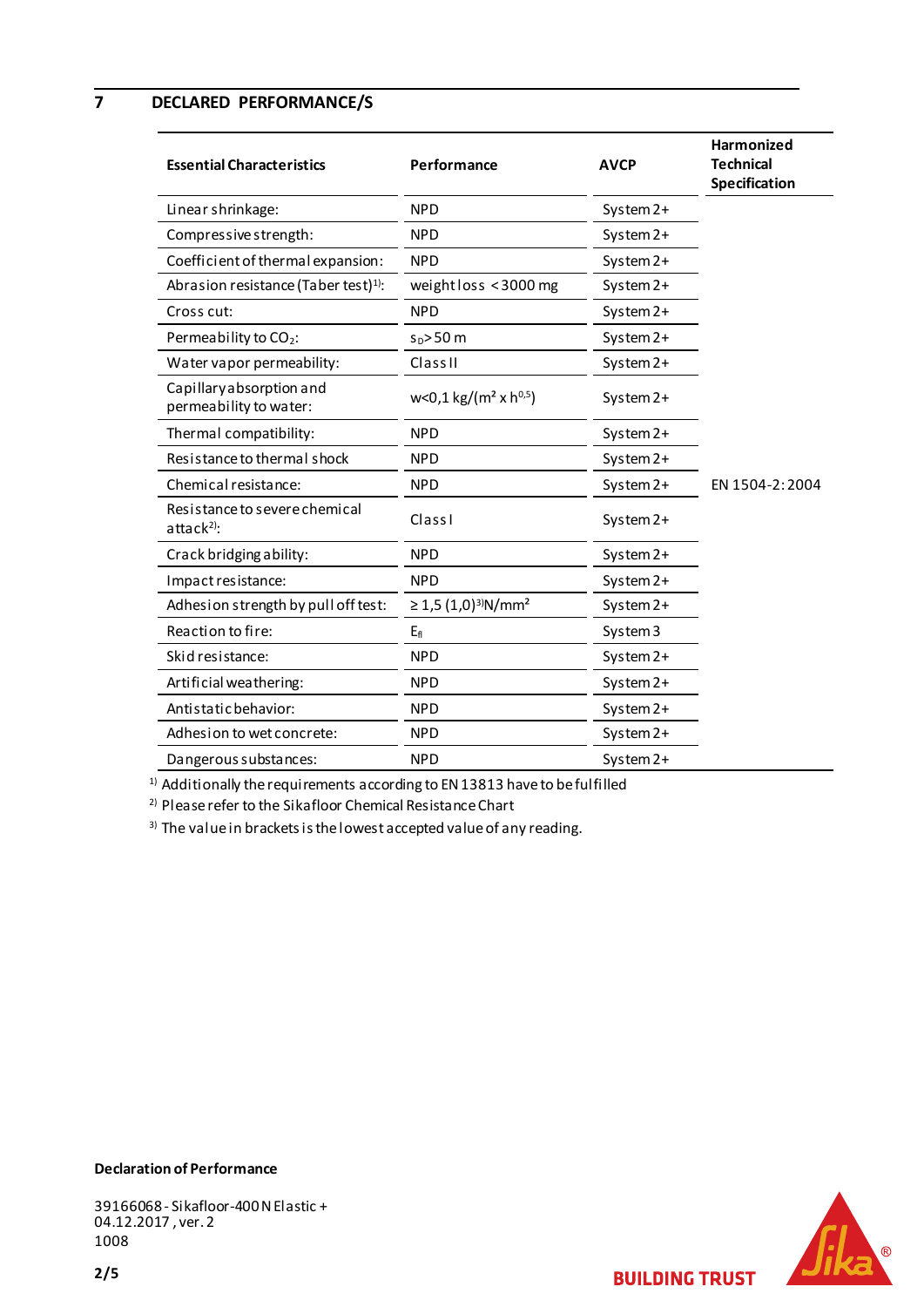## 7 DECLARED PERFORMANCE/S

| Essential Characteristics | Performance | AVCP | Harmonized Technical Specification |
|---|---|---|---|
| Linear shrinkage: | NPD | System 2+ | EN 1504-2: 2004 |
| Compressive strength: | NPD | System 2+ | |
| Coefficient of thermal expansion: | NPD | System 2+ | |
| Abrasion resistance (Taber test)[1]: | weight loss < 3000 mg | System 2+ | |
| Cross cut: | NPD | System 2+ | |
| Permeability to $CO_2$: | $s_D$ > 50 m | System 2+ | |
| Water vapor permeability: | Class II | System 2+ | |
| Capillary absorption and permeability to water: | $w<0,1\ kg/(m^2 \times h^{0,5})$ | System 2+ | |
| Thermal compatibility: | NPD | System 2+ | |
| Resistance to thermal shock | NPD | System 2+ | |
| Chemical resistance: | NPD | System 2+ | |
| Resistance to severe chemical attack[2]: | Class I | System 2+ | |
| Crack bridging ability: | NPD | System 2+ | |
| Impact resistance: | NPD | System 2+ | |
| Adhesion strength by pull off test: | ≥ 1,5 (1,0)[3] N/mm² | System 2+ | |
| Reaction to fire: | $E_{fl}$ | System 3 | |
| Skid resistance: | NPD | System 2+ | |
| Artificial weathering: | NPD | System 2+ | |
| Antistatic behavior: | NPD | System 2+ | |
| Adhesion to wet concrete: | NPD | System 2+ | |
| Dangerous substances: | NPD | System 2+ | |

[1] Additionally the requirements according to EN 13813 have to be fulfilled

[2] Please refer to the Sikafloor Chemical Resistance Chart

[3] The value in brackets is the lowest accepted value of any reading.

**Declaration of Performance**

39166068 - Sikafloor-400 N Elastic +
04.12.2017 , ver. 2
1008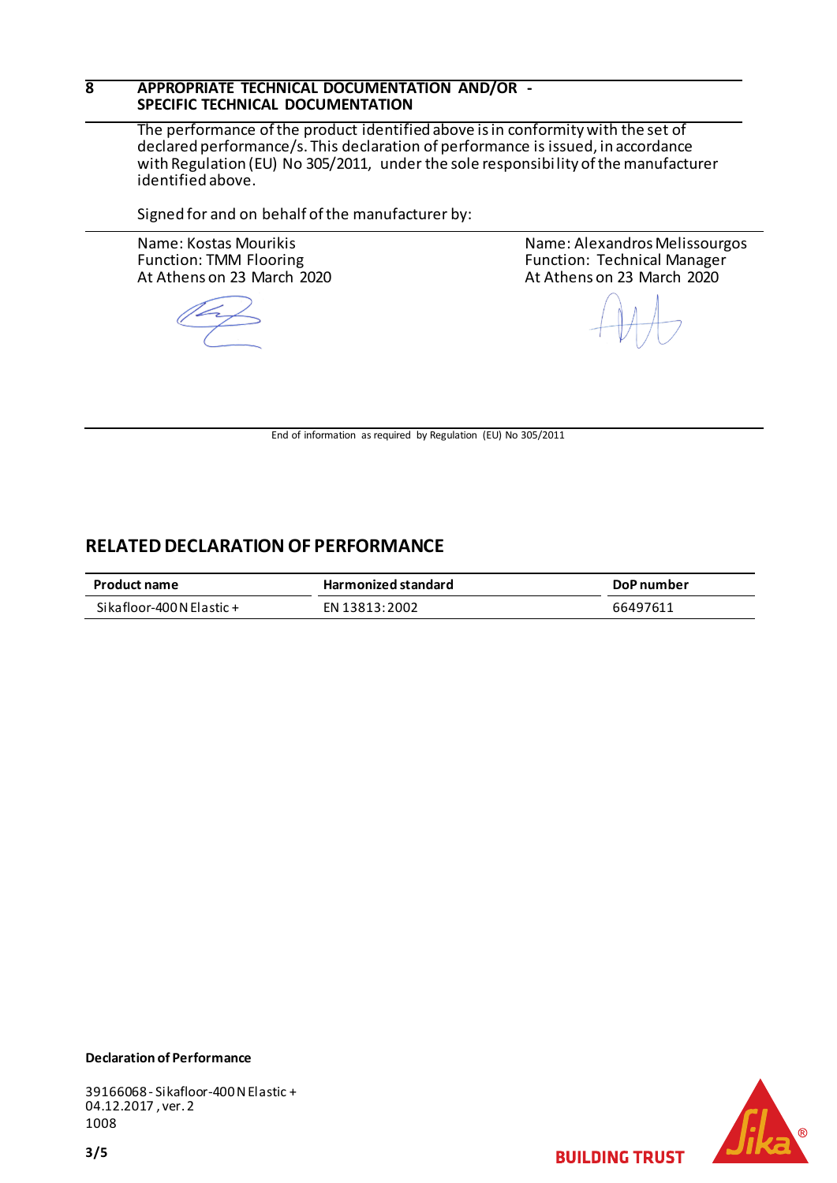## 8 APPROPRIATE TECHNICAL DOCUMENTATION AND/OR - SPECIFIC TECHNICAL DOCUMENTATION

The performance of the product identified above is in conformity with the set of declared performance/s. This declaration of performance is issued, in accordance with Regulation (EU) No 305/2011, under the sole responsibility of the manufacturer identified above.

Signed for and on behalf of the manufacturer by:

Name: Kostas Mourikis
Function: TMM Flooring
At Athens on 23 March 2020

Name: Alexandros Melissourgos
Function: Technical Manager
At Athens on 23 March 2020

End of information as required by Regulation (EU) No 305/2011

## RELATED DECLARATION OF PERFORMANCE

| Product name | Harmonized standard | DoP number |
|---|---|---|
| Sikafloor-400 N Elastic + | EN 13813:2002 | 66497611 |

**Declaration of Performance**

39166068 - Sikafloor-400 N Elastic +
04.12.2017 , ver. 2
1008

BUILDING TRUST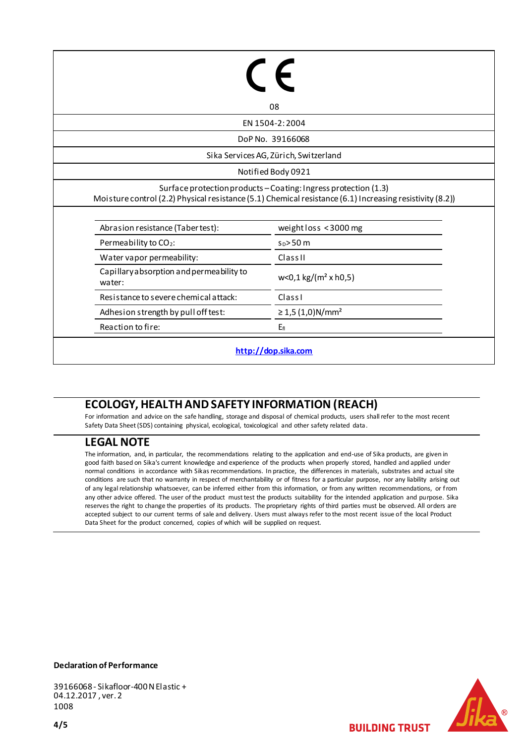CE

08

EN 1504-2:2004

DoP No. 39166068

Sika Services AG, Zürich, Switzerland

Notified Body 0921

Surface protection products – Coating: Ingress protection (1.3)
Moisture control (2.2) Physical resistance (5.1) Chemical resistance (6.1) Increasing resistivity (8.2))

| | |
|---|---|
| Abrasion resistance (Taber test): | weight loss < 3000 mg |
| Permeability to $CO_2$: | $s_D$ > 50 m |
| Water vapor permeability: | Class II |
| Capillary absorption and permeability to water: | w<0,1 kg/(m² x h0,5) |
| Resistance to severe chemical attack: | Class I |
| Adhesion strength by pull off test: | ≥ 1,5 (1,0)N/mm² |
| Reaction to fire: | $E_{fl}$ |

http://dop.sika.com

## ECOLOGY, HEALTH AND SAFETY INFORMATION (REACH)

For information and advice on the safe handling, storage and disposal of chemical products, users shall refer to the most recent Safety Data Sheet (SDS) containing physical, ecological, toxicological and other safety related data.

## LEGAL NOTE

The information, and, in particular, the recommendations relating to the application and end-use of Sika products, are given in good faith based on Sika's current knowledge and experience of the products when properly stored, handled and applied under normal conditions in accordance with Sikas recommendations. In practice, the differences in materials, substrates and actual site conditions are such that no warranty in respect of merchantability or of fitness for a particular purpose, nor any liability arising out of any legal relationship whatsoever, can be inferred either from this information, or from any written recommendations, or from any other advice offered. The user of the product must test the products suitability for the intended application and purpose. Sika reserves the right to change the properties of its products. The proprietary rights of third parties must be observed. All orders are accepted subject to our current terms of sale and delivery. Users must always refer to the most recent issue of the local Product Data Sheet for the product concerned, copies of which will be supplied on request.

**Declaration of Performance**

39166068 - Sikafloor-400 N Elastic +
04.12.2017 , ver. 2
1008

BUILDING TRUST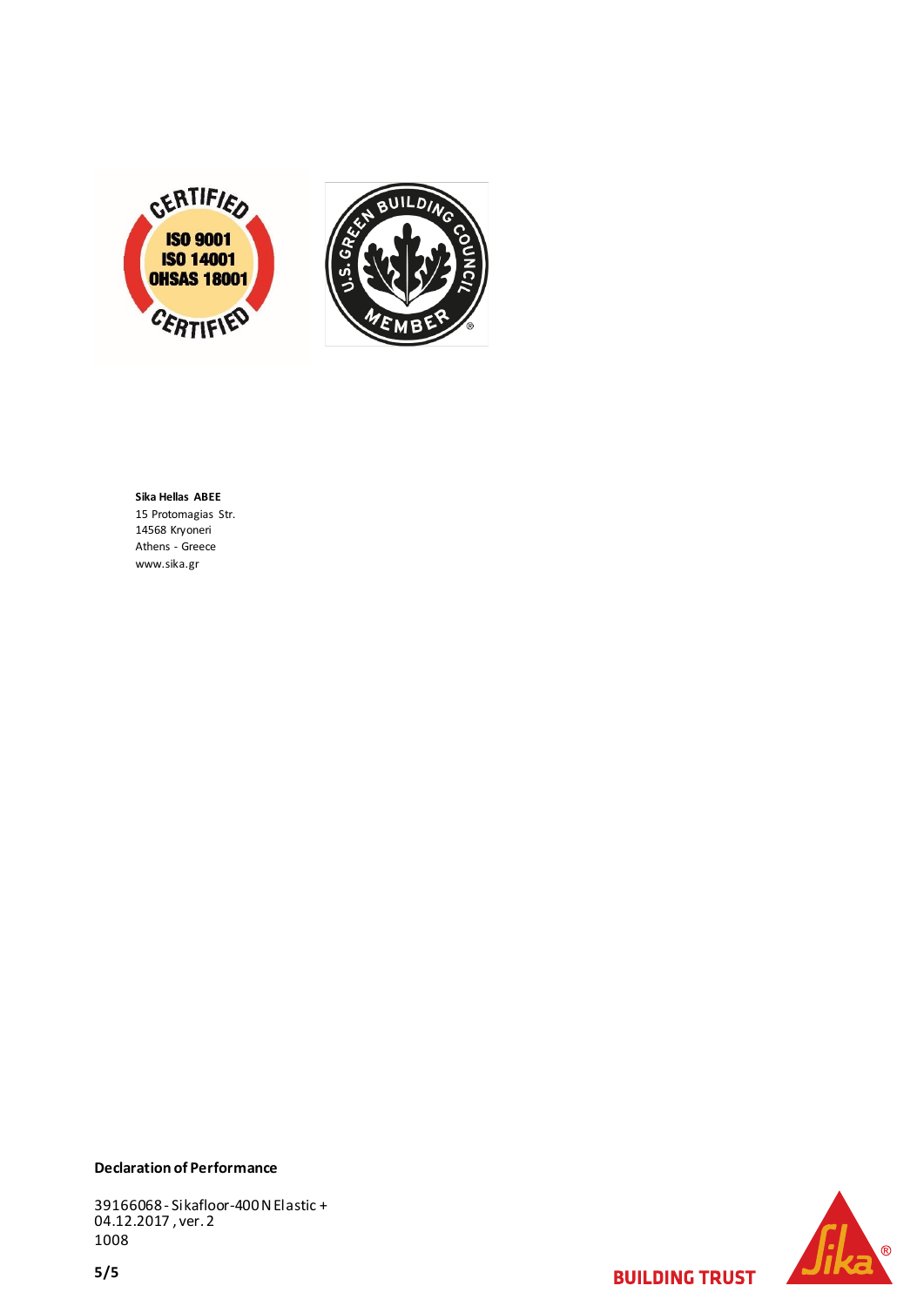**Sika Hellas ABEE**
15 Protomagias Str.
14568 Kryoneri
Athens - Greece
www.sika.gr